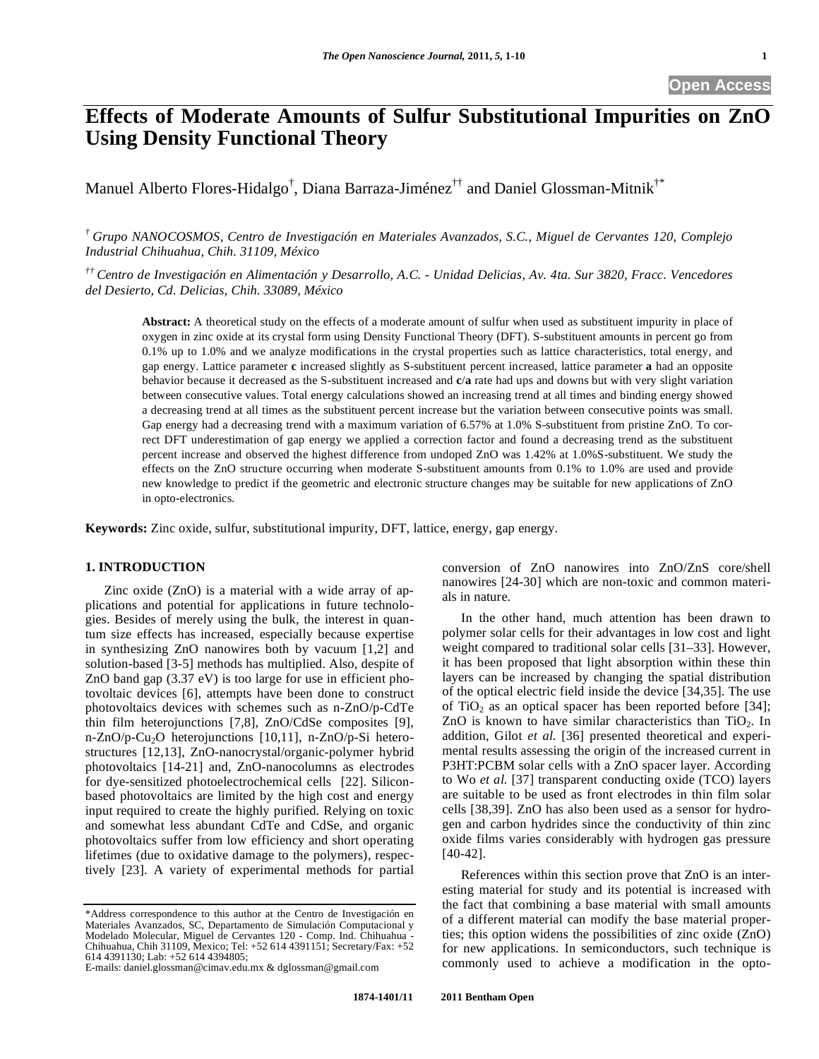**Open Access**

# Effects of Moderate Amounts of Sulfur Substitutional Impurities on ZnO Using Density Functional Theory

Manuel Alberto Flores-Hidalgo[†], Diana Barraza-Jiménez[††] and Daniel Glossman-Mitnik[†*]

[†] *Grupo NANOCOSMOS, Centro de Investigación en Materiales Avanzados, S.C., Miguel de Cervantes 120, Complejo Industrial Chihuahua, Chih. 31109, México*

[††] *Centro de Investigación en Alimentación y Desarrollo, A.C. - Unidad Delicias, Av. 4ta. Sur 3820, Fracc. Vencedores del Desierto, Cd. Delicias, Chih. 33089, México*

**Abstract:** A theoretical study on the effects of a moderate amount of sulfur when used as substituent impurity in place of oxygen in zinc oxide at its crystal form using Density Functional Theory (DFT). S-substituent amounts in percent go from 0.1% up to 1.0% and we analyze modifications in the crystal properties such as lattice characteristics, total energy, and gap energy. Lattice parameter **c** increased slightly as S-substituent percent increased, lattice parameter **a** had an opposite behavior because it decreased as the S-substituent increased and **c**/**a** rate had ups and downs but with very slight variation between consecutive values. Total energy calculations showed an increasing trend at all times and binding energy showed a decreasing trend at all times as the substituent percent increase but the variation between consecutive points was small. Gap energy had a decreasing trend with a maximum variation of 6.57% at 1.0% S-substituent from pristine ZnO. To correct DFT underestimation of gap energy we applied a correction factor and found a decreasing trend as the substituent percent increase and observed the highest difference from undoped ZnO was 1.42% at 1.0%S-substituent. We study the effects on the ZnO structure occurring when moderate S-substituent amounts from 0.1% to 1.0% are used and provide new knowledge to predict if the geometric and electronic structure changes may be suitable for new applications of ZnO in opto-electronics.

**Keywords:** Zinc oxide, sulfur, substitutional impurity, DFT, lattice, energy, gap energy.

## 1. INTRODUCTION

Zinc oxide (ZnO) is a material with a wide array of applications and potential for applications in future technologies. Besides of merely using the bulk, the interest in quantum size effects has increased, especially because expertise in synthesizing ZnO nanowires both by vacuum [1,2] and solution-based [3-5] methods has multiplied. Also, despite of ZnO band gap (3.37 eV) is too large for use in efficient photovoltaic devices [6], attempts have been done to construct photovoltaics devices with schemes such as n-ZnO/p-CdTe thin film heterojunctions [7,8], ZnO/CdSe composites [9], n-ZnO/p-$Cu_2O$ heterojunctions [10,11], n-ZnO/p-Si heterostructures [12,13], ZnO-nanocrystal/organic-polymer hybrid photovoltaics [14-21] and, ZnO-nanocolumns as electrodes for dye-sensitized photoelectrochemical cells [22]. Silicon-based photovoltaics are limited by the high cost and energy input required to create the highly purified. Relying on toxic and somewhat less abundant CdTe and CdSe, and organic photovoltaics suffer from low efficiency and short operating lifetimes (due to oxidative damage to the polymers), respectively [23]. A variety of experimental methods for partial conversion of ZnO nanowires into ZnO/ZnS core/shell nanowires [24-30] which are non-toxic and common materials in nature.

In the other hand, much attention has been drawn to polymer solar cells for their advantages in low cost and light weight compared to traditional solar cells [31–33]. However, it has been proposed that light absorption within these thin layers can be increased by changing the spatial distribution of the optical electric field inside the device [34,35]. The use of $TiO_2$ as an optical spacer has been reported before [34]; ZnO is known to have similar characteristics than $TiO_2$. In addition, Gilot *et al.* [36] presented theoretical and experimental results assessing the origin of the increased current in P3HT:PCBM solar cells with a ZnO spacer layer. According to Wo *et al.* [37] transparent conducting oxide (TCO) layers are suitable to be used as front electrodes in thin film solar cells [38,39]. ZnO has also been used as a sensor for hydrogen and carbon hydrides since the conductivity of thin zinc oxide films varies considerably with hydrogen gas pressure [40-42].

References within this section prove that ZnO is an interesting material for study and its potential is increased with the fact that combining a base material with small amounts of a different material can modify the base material properties; this option widens the possibilities of zinc oxide (ZnO) for new applications. In semiconductors, such technique is commonly used to achieve a modification in the opto-

*Address correspondence to this author at the Centro de Investigación en Materiales Avanzados, SC, Departamento de Simulación Computacional y Modelado Molecular, Miguel de Cervantes 120 - Comp. Ind. Chihuahua - Chihuahua, Chih 31109, Mexico; Tel: +52 614 4391151; Secretary/Fax: +52 614 4391130; Lab: +52 614 4394805;
E-mails: daniel.glossman@cimav.edu.mx & dglossman@gmail.com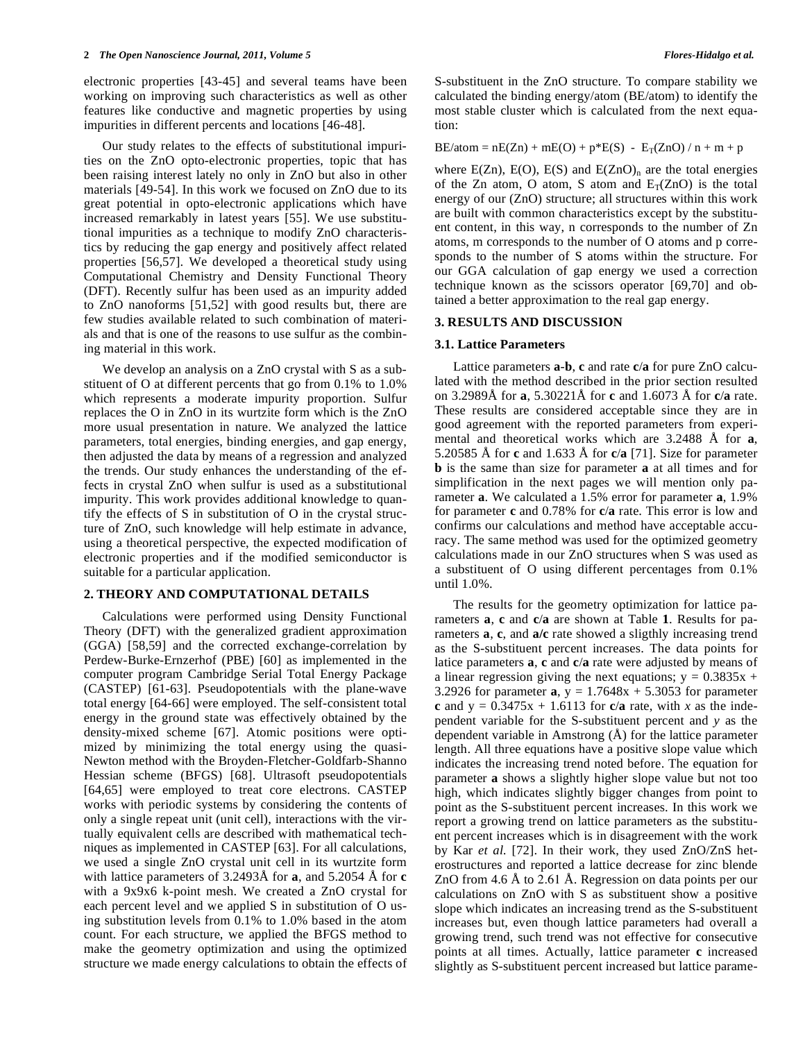electronic properties [43-45] and several teams have been working on improving such characteristics as well as other features like conductive and magnetic properties by using impurities in different percents and locations [46-48].

Our study relates to the effects of substitutional impurities on the ZnO opto-electronic properties, topic that has been raising interest lately no only in ZnO but also in other materials [49-54]. In this work we focused on ZnO due to its great potential in opto-electronic applications which have increased remarkably in latest years [55]. We use substitutional impurities as a technique to modify ZnO characteristics by reducing the gap energy and positively affect related properties [56,57]. We developed a theoretical study using Computational Chemistry and Density Functional Theory (DFT). Recently sulfur has been used as an impurity added to ZnO nanoforms [51,52] with good results but, there are few studies available related to such combination of materials and that is one of the reasons to use sulfur as the combining material in this work.

We develop an analysis on a ZnO crystal with S as a substituent of O at different percents that go from 0.1% to 1.0% which represents a moderate impurity proportion. Sulfur replaces the O in ZnO in its wurtzite form which is the ZnO more usual presentation in nature. We analyzed the lattice parameters, total energies, binding energies, and gap energy, then adjusted the data by means of a regression and analyzed the trends. Our study enhances the understanding of the effects in crystal ZnO when sulfur is used as a substitutional impurity. This work provides additional knowledge to quantify the effects of S in substitution of O in the crystal structure of ZnO, such knowledge will help estimate in advance, using a theoretical perspective, the expected modification of electronic properties and if the modified semiconductor is suitable for a particular application.

## 2. THEORY AND COMPUTATIONAL DETAILS

Calculations were performed using Density Functional Theory (DFT) with the generalized gradient approximation (GGA) [58,59] and the corrected exchange-correlation by Perdew-Burke-Ernzerhof (PBE) [60] as implemented in the computer program Cambridge Serial Total Energy Package (CASTEP) [61-63]. Pseudopotentials with the plane-wave total energy [64-66] were employed. The self-consistent total energy in the ground state was effectively obtained by the density-mixed scheme [67]. Atomic positions were optimized by minimizing the total energy using the quasi-Newton method with the Broyden-Fletcher-Goldfarb-Shanno Hessian scheme (BFGS) [68]. Ultrasoft pseudopotentials [64,65] were employed to treat core electrons. CASTEP works with periodic systems by considering the contents of only a single repeat unit (unit cell), interactions with the virtually equivalent cells are described with mathematical techniques as implemented in CASTEP [63]. For all calculations, we used a single ZnO crystal unit cell in its wurtzite form with lattice parameters of 3.2493Å for **a**, and 5.2054 Å for **c** with a 9x9x6 k-point mesh. We created a ZnO crystal for each percent level and we applied S in substitution of O using substitution levels from 0.1% to 1.0% based in the atom count. For each structure, we applied the BFGS method to make the geometry optimization and using the optimized structure we made energy calculations to obtain the effects of S-substituent in the ZnO structure. To compare stability we calculated the binding energy/atom (BE/atom) to identify the most stable cluster which is calculated from the next equation:

$$BE/atom = nE(Zn) + mE(O) + p{*}E(S) - E_T(ZnO) / n + m + p$$

where E(Zn), E(O), E(S) and $E(ZnO)_n$ are the total energies of the Zn atom, O atom, S atom and $E_T(ZnO)$ is the total energy of our (ZnO) structure; all structures within this work are built with common characteristics except by the substituent content, in this way, n corresponds to the number of Zn atoms, m corresponds to the number of O atoms and p corresponds to the number of S atoms within the structure. For our GGA calculation of gap energy we used a correction technique known as the scissors operator [69,70] and obtained a better approximation to the real gap energy.

## 3. RESULTS AND DISCUSSION

### 3.1. Lattice Parameters

Lattice parameters **a**-**b**, **c** and rate **c**/**a** for pure ZnO calculated with the method described in the prior section resulted on 3.2989Å for **a**, 5.30221Å for **c** and 1.6073 Å for **c**/**a** rate. These results are considered acceptable since they are in good agreement with the reported parameters from experimental and theoretical works which are 3.2488 Å for **a**, 5.20585 Å for **c** and 1.633 Å for **c**/**a** [71]. Size for parameter **b** is the same than size for parameter **a** at all times and for simplification in the next pages we will mention only parameter **a**. We calculated a 1.5% error for parameter **a**, 1.9% for parameter **c** and 0.78% for **c**/**a** rate. This error is low and confirms our calculations and method have acceptable accuracy. The same method was used for the optimized geometry calculations made in our ZnO structures when S was used as a substituent of O using different percentages from 0.1% until 1.0%.

The results for the geometry optimization for lattice parameters **a**, **c** and **c**/**a** are shown at Table **1**. Results for parameters **a**, **c**, and **a**/**c** rate showed a sligthly increasing trend as the S-substituent percent increases. The data points for latice parameters **a**, **c** and **c**/**a** rate were adjusted by means of a linear regression giving the next equations; $y = 0.3835x + 3.2926$ for parameter **a**, $y = 1.7648x + 5.3053$ for parameter **c** and $y = 0.3475x + 1.6113$ for **c**/**a** rate, with *x* as the independent variable for the S-substituent percent and *y* as the dependent variable in Amstrong (Å) for the lattice parameter length. All three equations have a positive slope value which indicates the increasing trend noted before. The equation for parameter **a** shows a slightly higher slope value but not too high, which indicates slightly bigger changes from point to point as the S-substituent percent increases. In this work we report a growing trend on lattice parameters as the substituent percent increases which is in disagreement with the work by Kar *et al.* [72]. In their work, they used ZnO/ZnS heterostructures and reported a lattice decrease for zinc blende ZnO from 4.6 Å to 2.61 Å. Regression on data points per our calculations on ZnO with S as substituent show a positive slope which indicates an increasing trend as the S-substituent increases but, even though lattice parameters had overall a growing trend, such trend was not effective for consecutive points at all times. Actually, lattice parameter **c** increased slightly as S-substituent percent increased but lattice parame-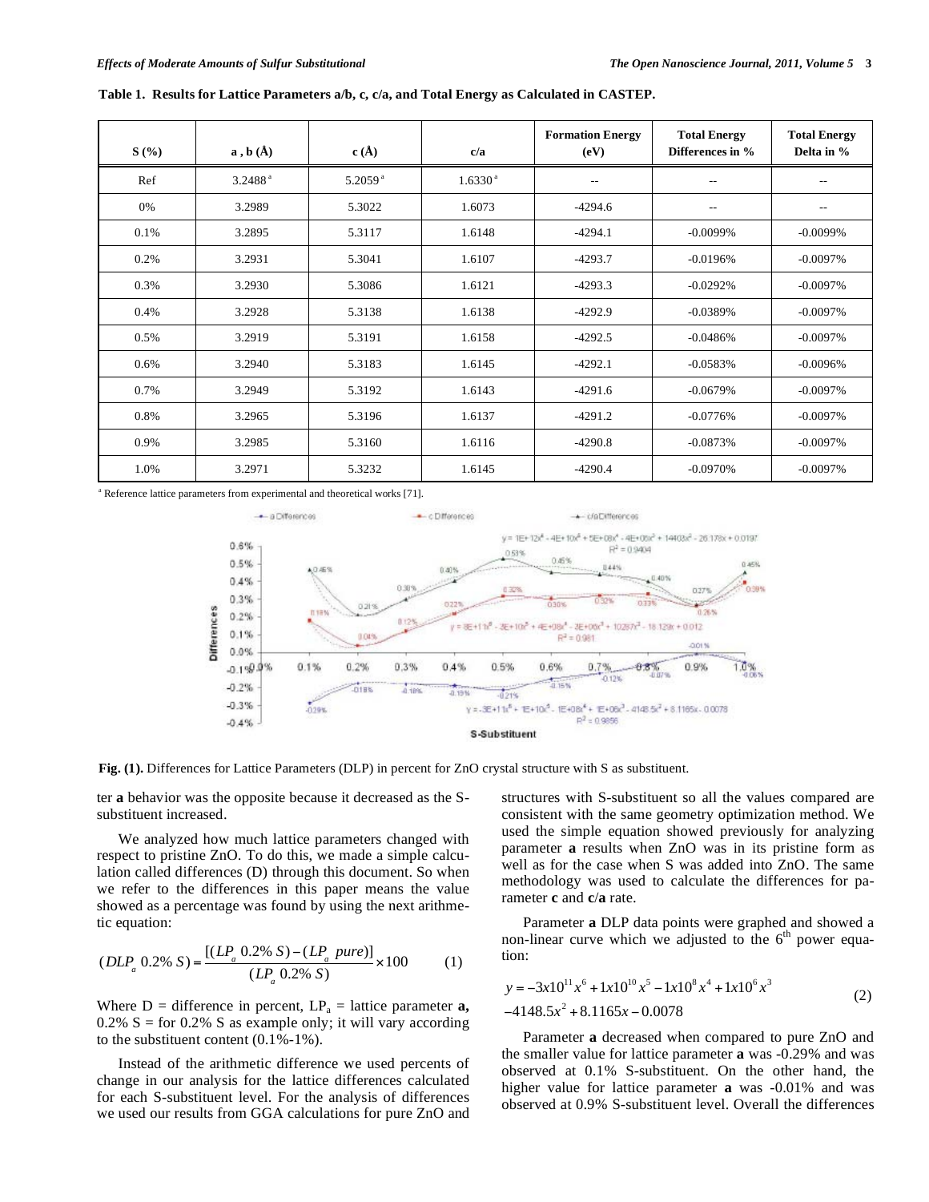**Table 1. Results for Lattice Parameters a/b, c, c/a, and Total Energy as Calculated in CASTEP.**

| S (%) | a , b (Å) | c (Å) | c/a | Formation Energy (eV) | Total Energy Differences in % | Total Energy Delta in % |
|---|---|---|---|---|---|---|
| Ref | 3.2488 [a] | 5.2059 [a] | 1.6330 [a] | -- | -- | -- |
| 0% | 3.2989 | 5.3022 | 1.6073 | -4294.6 | -- | -- |
| 0.1% | 3.2895 | 5.3117 | 1.6148 | -4294.1 | -0.0099% | -0.0099% |
| 0.2% | 3.2931 | 5.3041 | 1.6107 | -4293.7 | -0.0196% | -0.0097% |
| 0.3% | 3.2930 | 5.3086 | 1.6121 | -4293.3 | -0.0292% | -0.0097% |
| 0.4% | 3.2928 | 5.3138 | 1.6138 | -4292.9 | -0.0389% | -0.0097% |
| 0.5% | 3.2919 | 5.3191 | 1.6158 | -4292.5 | -0.0486% | -0.0097% |
| 0.6% | 3.2940 | 5.3183 | 1.6145 | -4292.1 | -0.0583% | -0.0096% |
| 0.7% | 3.2949 | 5.3192 | 1.6143 | -4291.6 | -0.0679% | -0.0097% |
| 0.8% | 3.2965 | 5.3196 | 1.6137 | -4291.2 | -0.0776% | -0.0097% |
| 0.9% | 3.2985 | 5.3160 | 1.6116 | -4290.8 | -0.0873% | -0.0097% |
| 1.0% | 3.2971 | 5.3232 | 1.6145 | -4290.4 | -0.0970% | -0.0097% |

[a] Reference lattice parameters from experimental and theoretical works [71].

**Fig. (1).** Differences for Lattice Parameters (DLP) in percent for ZnO crystal structure with S as substituent.

ter **a** behavior was the opposite because it decreased as the S-substituent increased.

We analyzed how much lattice parameters changed with respect to pristine ZnO. To do this, we made a simple calculation called differences (D) through this document. So when we refer to the differences in this paper means the value showed as a percentage was found by using the next arithmetic equation:

$$(DLP_a\ 0.2\%\ S) = \frac{[(LP_a\ 0.2\%\ S) - (LP_a\ pure)]}{(LP_a\ 0.2\%\ S)} \times 100 \qquad (1)$$

Where D = difference in percent, $LP_a$ = lattice parameter **a,** 0.2% S = for 0.2% S as example only; it will vary according to the substituent content (0.1%-1%).

Instead of the arithmetic difference we used percents of change in our analysis for the lattice differences calculated for each S-substituent level. For the analysis of differences we used our results from GGA calculations for pure ZnO and structures with S-substituent so all the values compared are consistent with the same geometry optimization method. We used the simple equation showed previously for analyzing parameter **a** results when ZnO was in its pristine form as well as for the case when S was added into ZnO. The same methodology was used to calculate the differences for parameter **c** and **c/a** rate.

Parameter **a** DLP data points were graphed and showed a non-linear curve which we adjusted to the 6[th] power equation:

$$y = -3x10^{11}x^6 + 1x10^{10}x^5 - 1x10^8x^4 + 1x10^6x^3$$
$$-4148.5x^2 + 8.1165x - 0.0078 \qquad (2)$$

Parameter **a** decreased when compared to pure ZnO and the smaller value for lattice parameter **a** was -0.29% and was observed at 0.1% S-substituent. On the other hand, the higher value for lattice parameter **a** was -0.01% and was observed at 0.9% S-substituent level. Overall the differences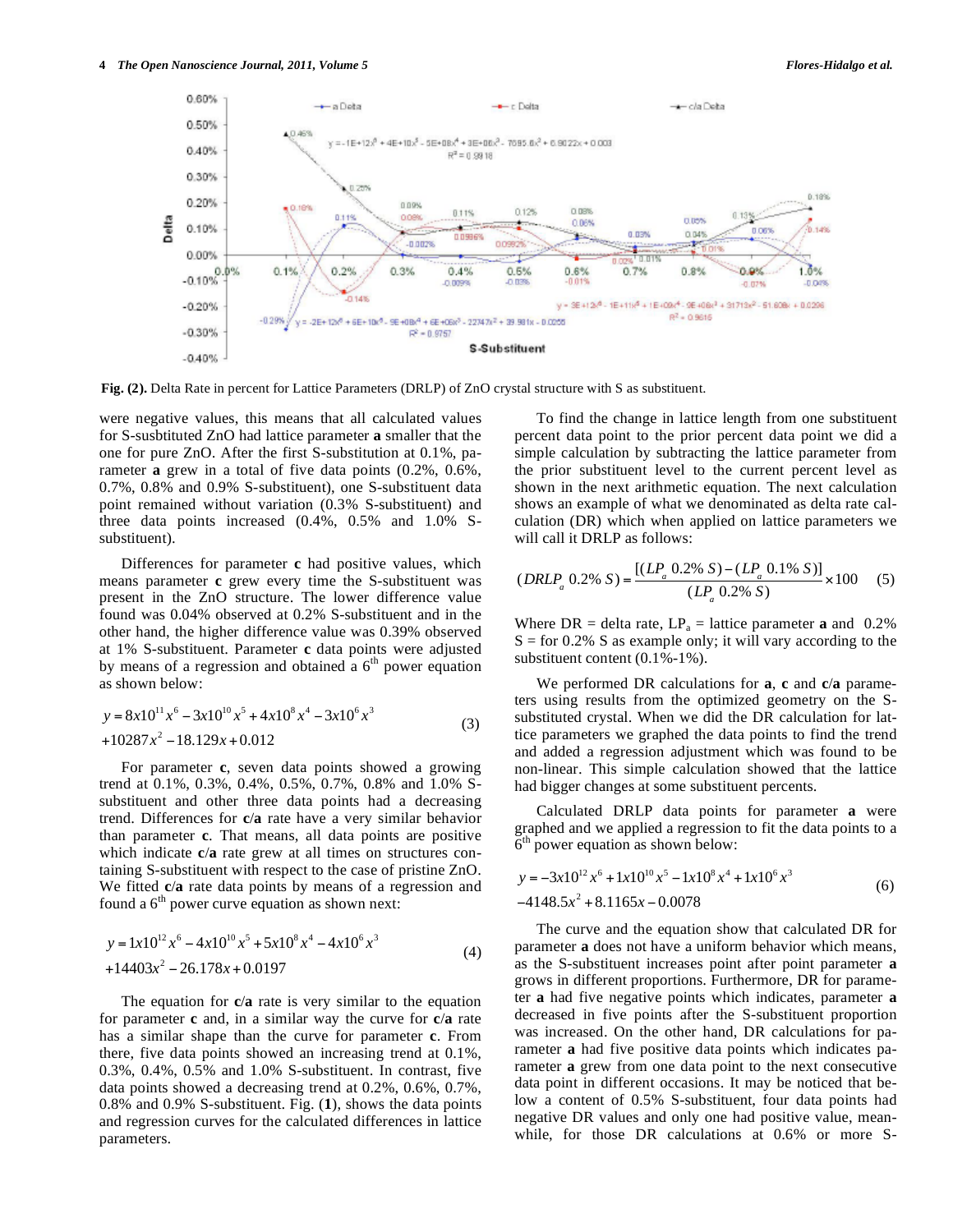Fig. (2). Delta Rate in percent for Lattice Parameters (DRLP) of ZnO crystal structure with S as substituent.

were negative values, this means that all calculated values for S-susbtituted ZnO had lattice parameter **a** smaller that the one for pure ZnO. After the first S-substitution at 0.1%, parameter **a** grew in a total of five data points (0.2%, 0.6%, 0.7%, 0.8% and 0.9% S-substituent), one S-substituent data point remained without variation (0.3% S-substituent) and three data points increased (0.4%, 0.5% and 1.0% S-substituent).

Differences for parameter **c** had positive values, which means parameter **c** grew every time the S-substituent was present in the ZnO structure. The lower difference value found was 0.04% observed at 0.2% S-substituent and in the other hand, the higher difference value was 0.39% observed at 1% S-substituent. Parameter **c** data points were adjusted by means of a regression and obtained a 6[th] power equation as shown below:

$$y = 8x10^{11}x^6 - 3x10^{10}x^5 + 4x10^8x^4 - 3x10^6x^3 + 10287x^2 - 18.129x + 0.012 \quad (3)$$

For parameter **c**, seven data points showed a growing trend at 0.1%, 0.3%, 0.4%, 0.5%, 0.7%, 0.8% and 1.0% S-substituent and other three data points had a decreasing trend. Differences for **c**/**a** rate have a very similar behavior than parameter **c**. That means, all data points are positive which indicate **c**/**a** rate grew at all times on structures containing S-substituent with respect to the case of pristine ZnO. We fitted **c**/**a** rate data points by means of a regression and found a 6[th] power curve equation as shown next:

$$y = 1x10^{12}x^6 - 4x10^{10}x^5 + 5x10^8x^4 - 4x10^6x^3 + 14403x^2 - 26.178x + 0.0197 \quad (4)$$

The equation for **c**/**a** rate is very similar to the equation for parameter **c** and, in a similar way the curve for **c**/**a** rate has a similar shape than the curve for parameter **c**. From there, five data points showed an increasing trend at 0.1%, 0.3%, 0.4%, 0.5% and 1.0% S-substituent. In contrast, five data points showed a decreasing trend at 0.2%, 0.6%, 0.7%, 0.8% and 0.9% S-substituent. Fig. (**1**), shows the data points and regression curves for the calculated differences in lattice parameters.

To find the change in lattice length from one substituent percent data point to the prior percent data point we did a simple calculation by subtracting the lattice parameter from the prior substituent level to the current percent level as shown in the next arithmetic equation. The next calculation shows an example of what we denominated as delta rate calculation (DR) which when applied on lattice parameters we will call it DRLP as follows:

$$(DRLP_a\ 0.2\%\ S) = \frac{[(LP_a\ 0.2\%\ S) - (LP_a\ 0.1\%\ S)]}{(LP_a\ 0.2\%\ S)} \times 100 \quad (5)$$

Where DR = delta rate, $LP_a$ = lattice parameter **a** and 0.2% S = for 0.2% S as example only; it will vary according to the substituent content (0.1%-1%).

We performed DR calculations for **a**, **c** and **c**/**a** parameters using results from the optimized geometry on the S-substituted crystal. When we did the DR calculation for lattice parameters we graphed the data points to find the trend and added a regression adjustment which was found to be non-linear. This simple calculation showed that the lattice had bigger changes at some substituent percents.

Calculated DRLP data points for parameter **a** were graphed and we applied a regression to fit the data points to a 6[th] power equation as shown below:

$$y = -3x10^{12}x^6 + 1x10^{10}x^5 - 1x10^8x^4 + 1x10^6x^3 - 4148.5x^2 + 8.1165x - 0.0078 \quad (6)$$

The curve and the equation show that calculated DR for parameter **a** does not have a uniform behavior which means, as the S-substituent increases point after point parameter **a** grows in different proportions. Furthermore, DR for parameter **a** had five negative points which indicates, parameter **a** decreased in five points after the S-substituent proportion was increased. On the other hand, DR calculations for parameter **a** had five positive data points which indicates parameter **a** grew from one data point to the next consecutive data point in different occasions. It may be noticed that below a content of 0.5% S-substituent, four data points had negative DR values and only one had positive value, meanwhile, for those DR calculations at 0.6% or more S-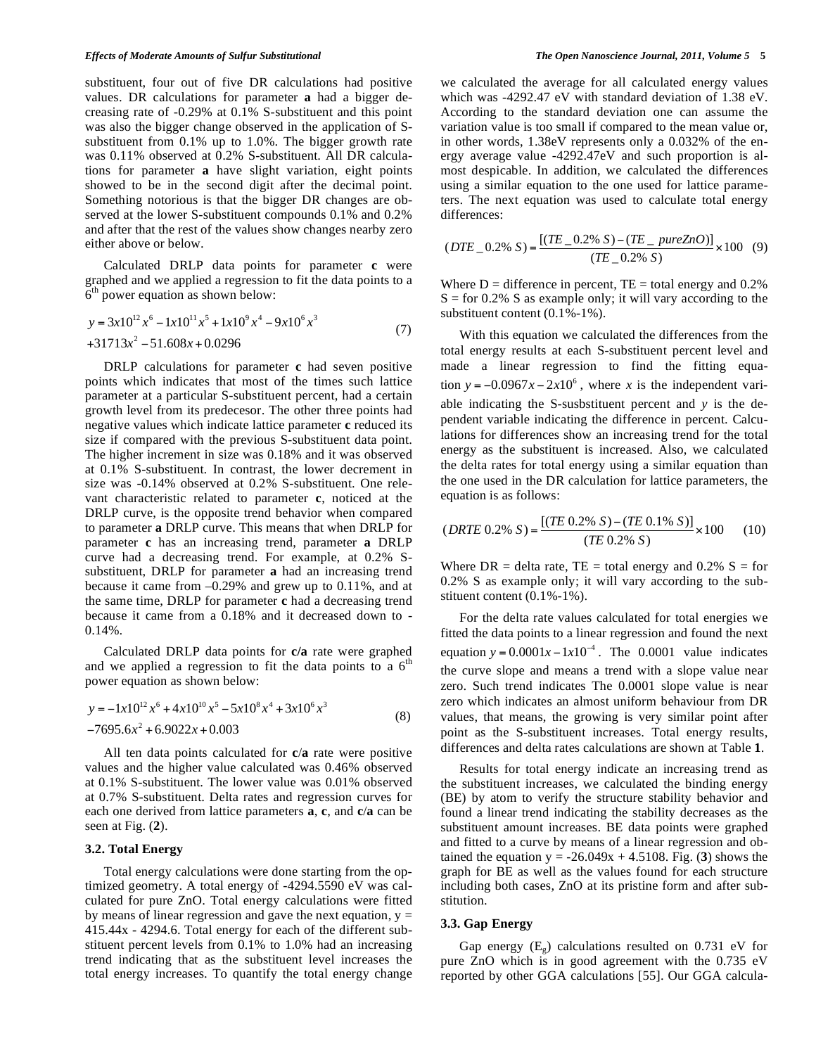substituent, four out of five DR calculations had positive values. DR calculations for parameter **a** had a bigger decreasing rate of -0.29% at 0.1% S-substituent and this point was also the bigger change observed in the application of S-substituent from 0.1% up to 1.0%. The bigger growth rate was 0.11% observed at 0.2% S-substituent. All DR calculations for parameter **a** have slight variation, eight points showed to be in the second digit after the decimal point. Something notorious is that the bigger DR changes are observed at the lower S-substituent compounds 0.1% and 0.2% and after that the rest of the values show changes nearby zero either above or below.

Calculated DRLP data points for parameter **c** were graphed and we applied a regression to fit the data points to a $6^{th}$ power equation as shown below:

$$y = 3x10^{12}x^6 - 1x10^{11}x^5 + 1x10^9x^4 - 9x10^6x^3 + 31713x^2 - 51.608x + 0.0296 \quad (7)$$

DRLP calculations for parameter **c** had seven positive points which indicates that most of the times such lattice parameter at a particular S-substituent percent, had a certain growth level from its predecesor. The other three points had negative values which indicate lattice parameter **c** reduced its size if compared with the previous S-substituent data point. The higher increment in size was 0.18% and it was observed at 0.1% S-substituent. In contrast, the lower decrement in size was -0.14% observed at 0.2% S-substituent. One relevant characteristic related to parameter **c**, noticed at the DRLP curve, is the opposite trend behavior when compared to parameter **a** DRLP curve. This means that when DRLP for parameter **c** has an increasing trend, parameter **a** DRLP curve had a decreasing trend. For example, at 0.2% S-substituent, DRLP for parameter **a** had an increasing trend because it came from –0.29% and grew up to 0.11%, and at the same time, DRLP for parameter **c** had a decreasing trend because it came from a 0.18% and it decreased down to -0.14%.

Calculated DRLP data points for **c/a** rate were graphed and we applied a regression to fit the data points to a $6^{th}$ power equation as shown below:

$$y = -1x10^{12}x^6 + 4x10^{10}x^5 - 5x10^8x^4 + 3x10^6x^3 - 7695.6x^2 + 6.9022x + 0.003 \quad (8)$$

All ten data points calculated for **c**/**a** rate were positive values and the higher value calculated was 0.46% observed at 0.1% S-substituent. The lower value was 0.01% observed at 0.7% S-substituent. Delta rates and regression curves for each one derived from lattice parameters **a**, **c**, and **c**/**a** can be seen at Fig. (**2**).

### 3.2. Total Energy

Total energy calculations were done starting from the optimized geometry. A total energy of -4294.5590 eV was calculated for pure ZnO. Total energy calculations were fitted by means of linear regression and gave the next equation, $y = 415.44x - 4294.6$. Total energy for each of the different substituent percent levels from 0.1% to 1.0% had an increasing trend indicating that as the substituent level increases the total energy increases. To quantify the total energy change we calculated the average for all calculated energy values which was -4292.47 eV with standard deviation of 1.38 eV. According to the standard deviation one can assume the variation value is too small if compared to the mean value or, in other words, 1.38eV represents only a 0.032% of the energy average value -4292.47eV and such proportion is almost despicable. In addition, we calculated the differences using a similar equation to the one used for lattice parameters. The next equation was used to calculate total energy differences:

$$(DTE\_0.2\%\,S) = \frac{[(TE\_0.2\%\,S) - (TE\_pureZnO)]}{(TE\_0.2\%\,S)} \times 100 \quad (9)$$

Where D = difference in percent, TE = total energy and 0.2% S = for 0.2% S as example only; it will vary according to the substituent content (0.1%-1%).

With this equation we calculated the differences from the total energy results at each S-substituent percent level and made a linear regression to find the fitting equation $y = -0.0967x - 2x10^6$, where $x$ is the independent variable indicating the S-susbstituent percent and $y$ is the dependent variable indicating the difference in percent. Calculations for differences show an increasing trend for the total energy as the substituent is increased. Also, we calculated the delta rates for total energy using a similar equation than the one used in the DR calculation for lattice parameters, the equation is as follows:

$$(DRTE\ 0.2\%\,S) = \frac{[(TE\ 0.2\%\,S) - (TE\ 0.1\%\,S)]}{(TE\ 0.2\%\,S)} \times 100 \quad (10)$$

Where DR = delta rate, TE = total energy and 0.2% S = for 0.2% S as example only; it will vary according to the substituent content (0.1%-1%).

For the delta rate values calculated for total energies we fitted the data points to a linear regression and found the next equation $y = 0.0001x - 1x10^{-4}$. The 0.0001 value indicates the curve slope and means a trend with a slope value near zero. Such trend indicates The 0.0001 slope value is near zero which indicates an almost uniform behaviour from DR values, that means, the growing is very similar point after point as the S-substituent increases. Total energy results, differences and delta rates calculations are shown at Table **1**.

Results for total energy indicate an increasing trend as the substituent increases, we calculated the binding energy (BE) by atom to verify the structure stability behavior and found a linear trend indicating the stability decreases as the substituent amount increases. BE data points were graphed and fitted to a curve by means of a linear regression and obtained the equation $y = -26.049x + 4.5108$. Fig. (**3**) shows the graph for BE as well as the values found for each structure including both cases, ZnO at its pristine form and after substitution.

### 3.3. Gap Energy

Gap energy ($E_g$) calculations resulted on 0.731 eV for pure ZnO which is in good agreement with the 0.735 eV reported by other GGA calculations [55]. Our GGA calcula-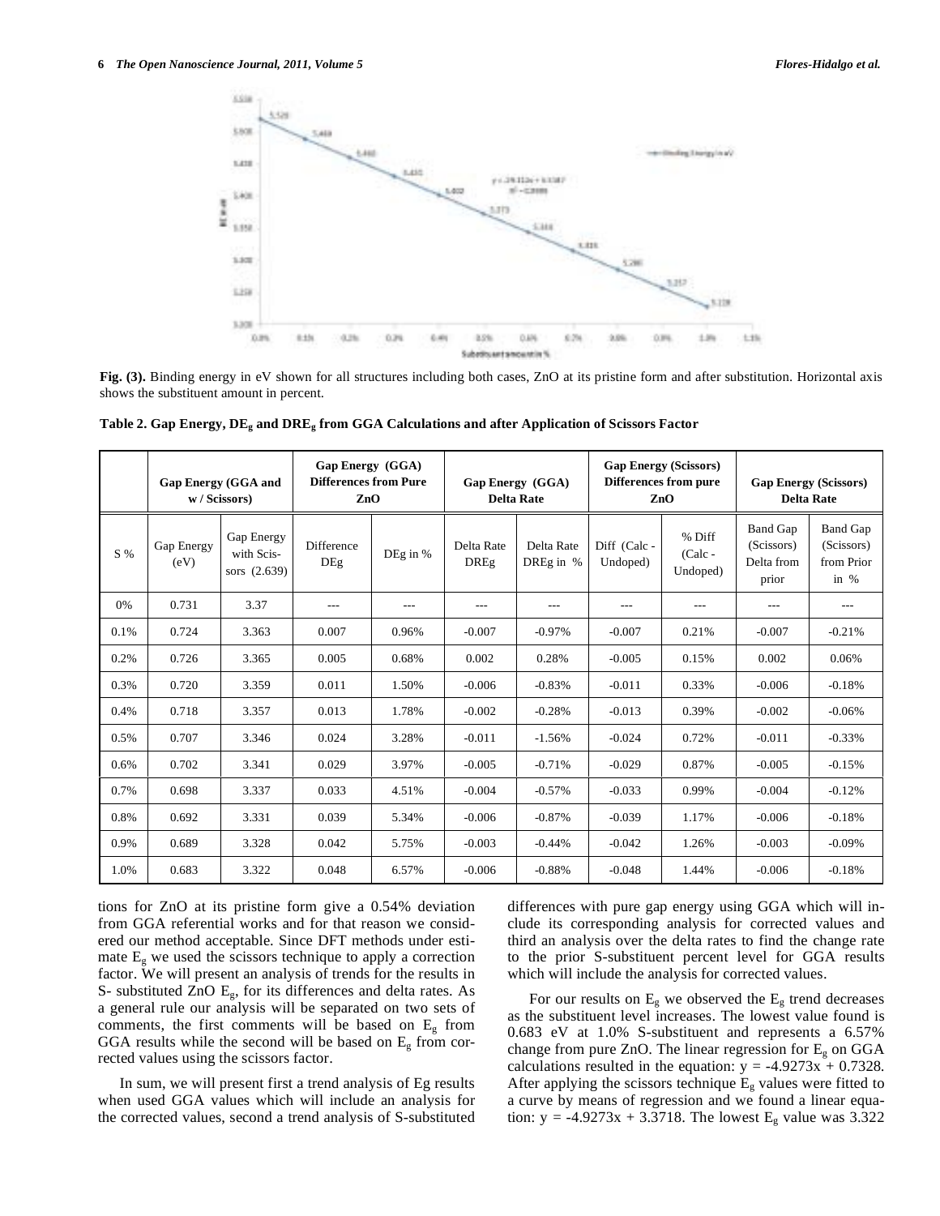**Fig. (3).** Binding energy in eV shown for all structures including both cases, ZnO at its pristine form and after substitution. Horizontal axis shows the substituent amount in percent.

**Table 2. Gap Energy, $DE_g$ and $DRE_g$ from GGA Calculations and after Application of Scissors Factor**

| | Gap Energy (GGA and w / Scissors) | | Gap Energy (GGA) Differences from Pure ZnO | | Gap Energy (GGA) Delta Rate | | Gap Energy (Scissors) Differences from pure ZnO | | Gap Energy (Scissors) Delta Rate | |
|---|---|---|---|---|---|---|---|---|---|---|
| S % | Gap Energy (eV) | Gap Energy with Scissors (2.639) | Difference DEg | DEg in % | Delta Rate DREg | Delta Rate DREg in % | Diff (Calc - Undoped) | % Diff (Calc - Undoped) | Band Gap (Scissors) Delta from prior | Band Gap (Scissors) from Prior in % |
| 0% | 0.731 | 3.37 | --- | --- | --- | --- | --- | --- | --- | --- |
| 0.1% | 0.724 | 3.363 | 0.007 | 0.96% | -0.007 | -0.97% | -0.007 | 0.21% | -0.007 | -0.21% |
| 0.2% | 0.726 | 3.365 | 0.005 | 0.68% | 0.002 | 0.28% | -0.005 | 0.15% | 0.002 | 0.06% |
| 0.3% | 0.720 | 3.359 | 0.011 | 1.50% | -0.006 | -0.83% | -0.011 | 0.33% | -0.006 | -0.18% |
| 0.4% | 0.718 | 3.357 | 0.013 | 1.78% | -0.002 | -0.28% | -0.013 | 0.39% | -0.002 | -0.06% |
| 0.5% | 0.707 | 3.346 | 0.024 | 3.28% | -0.011 | -1.56% | -0.024 | 0.72% | -0.011 | -0.33% |
| 0.6% | 0.702 | 3.341 | 0.029 | 3.97% | -0.005 | -0.71% | -0.029 | 0.87% | -0.005 | -0.15% |
| 0.7% | 0.698 | 3.337 | 0.033 | 4.51% | -0.004 | -0.57% | -0.033 | 0.99% | -0.004 | -0.12% |
| 0.8% | 0.692 | 3.331 | 0.039 | 5.34% | -0.006 | -0.87% | -0.039 | 1.17% | -0.006 | -0.18% |
| 0.9% | 0.689 | 3.328 | 0.042 | 5.75% | -0.003 | -0.44% | -0.042 | 1.26% | -0.003 | -0.09% |
| 1.0% | 0.683 | 3.322 | 0.048 | 6.57% | -0.006 | -0.88% | -0.048 | 1.44% | -0.006 | -0.18% |

tions for ZnO at its pristine form give a 0.54% deviation from GGA referential works and for that reason we considered our method acceptable. Since DFT methods under estimate $E_g$ we used the scissors technique to apply a correction factor. We will present an analysis of trends for the results in S- substituted ZnO $E_g$, for its differences and delta rates. As a general rule our analysis will be separated on two sets of comments, the first comments will be based on $E_g$ from GGA results while the second will be based on $E_g$ from corrected values using the scissors factor.

In sum, we will present first a trend analysis of Eg results when used GGA values which will include an analysis for the corrected values, second a trend analysis of S-substituted differences with pure gap energy using GGA which will include its corresponding analysis for corrected values and third an analysis over the delta rates to find the change rate to the prior S-substituent percent level for GGA results which will include the analysis for corrected values.

For our results on $E_g$ we observed the $E_g$ trend decreases as the substituent level increases. The lowest value found is 0.683 eV at 1.0% S-substituent and represents a 6.57% change from pure ZnO. The linear regression for $E_g$ on GGA calculations resulted in the equation: $y = -4.9273x + 0.7328$. After applying the scissors technique $E_g$ values were fitted to a curve by means of regression and we found a linear equation: $y = -4.9273x + 3.3718$. The lowest $E_g$ value was 3.322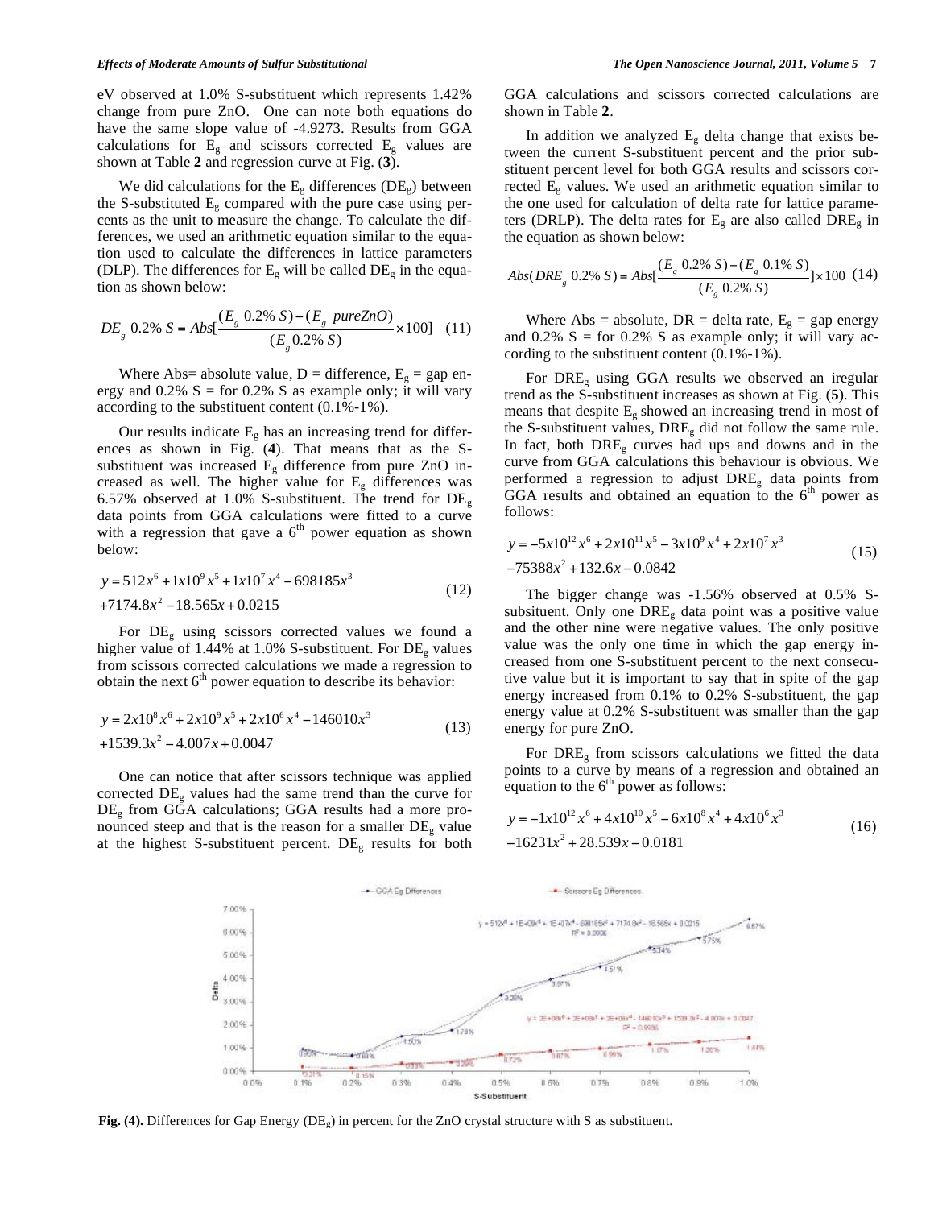eV observed at 1.0% S-substituent which represents 1.42% change from pure ZnO. One can note both equations do have the same slope value of -4.9273. Results from GGA calculations for $E_g$ and scissors corrected $E_g$ values are shown at Table **2** and regression curve at Fig. (**3**).

We did calculations for the $E_g$ differences ($DE_g$) between the S-substituted $E_g$ compared with the pure case using percents as the unit to measure the change. To calculate the differences, we used an arithmetic equation similar to the equation used to calculate the differences in lattice parameters (DLP). The differences for $E_g$ will be called $DE_g$ in the equation as shown below:

$$DE_g \ 0.2\% \ S = Abs[\frac{(E_g \ 0.2\% \ S) - (E_g \ pureZnO)}{(E_g 0.2\% \ S)} \times 100] \quad (11)$$

Where Abs= absolute value, D = difference, $E_g$ = gap energy and 0.2% S = for 0.2% S as example only; it will vary according to the substituent content (0.1%-1%).

Our results indicate $E_g$ has an increasing trend for differences as shown in Fig. (**4**). That means that as the S-substituent was increased $E_g$ difference from pure ZnO increased as well. The higher value for $E_g$ differences was 6.57% observed at 1.0% S-substituent. The trend for $DE_g$ data points from GGA calculations were fitted to a curve with a regression that gave a 6[th] power equation as shown below:

$$y = 512x^6 + 1x10^9 x^5 + 1x10^7 x^4 - 698185x^3$$
$$+7174.8x^2 - 18.565x + 0.0215 \quad (12)$$

For $DE_g$ using scissors corrected values we found a higher value of 1.44% at 1.0% S-substituent. For $DE_g$ values from scissors corrected calculations we made a regression to obtain the next 6[th] power equation to describe its behavior:

$$y = 2x10^8 x^6 + 2x10^9 x^5 + 2x10^6 x^4 - 146010x^3$$
$$+1539.3x^2 - 4.007x + 0.0047 \quad (13)$$

One can notice that after scissors technique was applied corrected $DE_g$ values had the same trend than the curve for $DE_g$ from GGA calculations; GGA results had a more pronounced steep and that is the reason for a smaller $DE_g$ value at the highest S-substituent percent. $DE_g$ results for both GGA calculations and scissors corrected calculations are shown in Table **2**.

In addition we analyzed $E_g$ delta change that exists between the current S-substituent percent and the prior substituent percent level for both GGA results and scissors corrected $E_g$ values. We used an arithmetic equation similar to the one used for calculation of delta rate for lattice parameters (DRLP). The delta rates for $E_g$ are also called $DRE_g$ in the equation as shown below:

$$Abs(DRE_g \ 0.2\% \ S) = Abs[\frac{(E_g \ 0.2\% \ S) - (E_g \ 0.1\% \ S)}{(E_g \ 0.2\% \ S)}] \times 100 \quad (14)$$

Where Abs = absolute, DR = delta rate, $E_g$ = gap energy and 0.2% S = for 0.2% S as example only; it will vary according to the substituent content (0.1%-1%).

For $DRE_g$ using GGA results we observed an iregular trend as the S-substituent increases as shown at Fig. (**5**). This means that despite $E_g$ showed an increasing trend in most of the S-substituent values, $DRE_g$ did not follow the same rule. In fact, both $DRE_g$ curves had ups and downs and in the curve from GGA calculations this behaviour is obvious. We performed a regression to adjust $DRE_g$ data points from GGA results and obtained an equation to the 6[th] power as follows:

$$y = -5x10^{12} x^6 + 2x10^{11} x^5 - 3x10^9 x^4 + 2x10^7 x^3$$
$$-75388x^2 + 132.6x - 0.0842 \quad (15)$$

The bigger change was -1.56% observed at 0.5% S-subsituent. Only one $DRE_g$ data point was a positive value and the other nine were negative values. The only positive value was the only one time in which the gap energy increased from one S-substituent percent to the next consecutive value but it is important to say that in spite of the gap energy increased from 0.1% to 0.2% S-substituent, the gap energy value at 0.2% S-substituent was smaller than the gap energy for pure ZnO.

For $DRE_g$ from scissors calculations we fitted the data points to a curve by means of a regression and obtained an equation to the 6[th] power as follows:

$$y = -1x10^{12} x^6 + 4x10^{10} x^5 - 6x10^8 x^4 + 4x10^6 x^3$$
$$-16231x^2 + 28.539x - 0.0181 \quad (16)$$

**Fig. (4).** Differences for Gap Energy ($DE_g$) in percent for the ZnO crystal structure with S as substituent.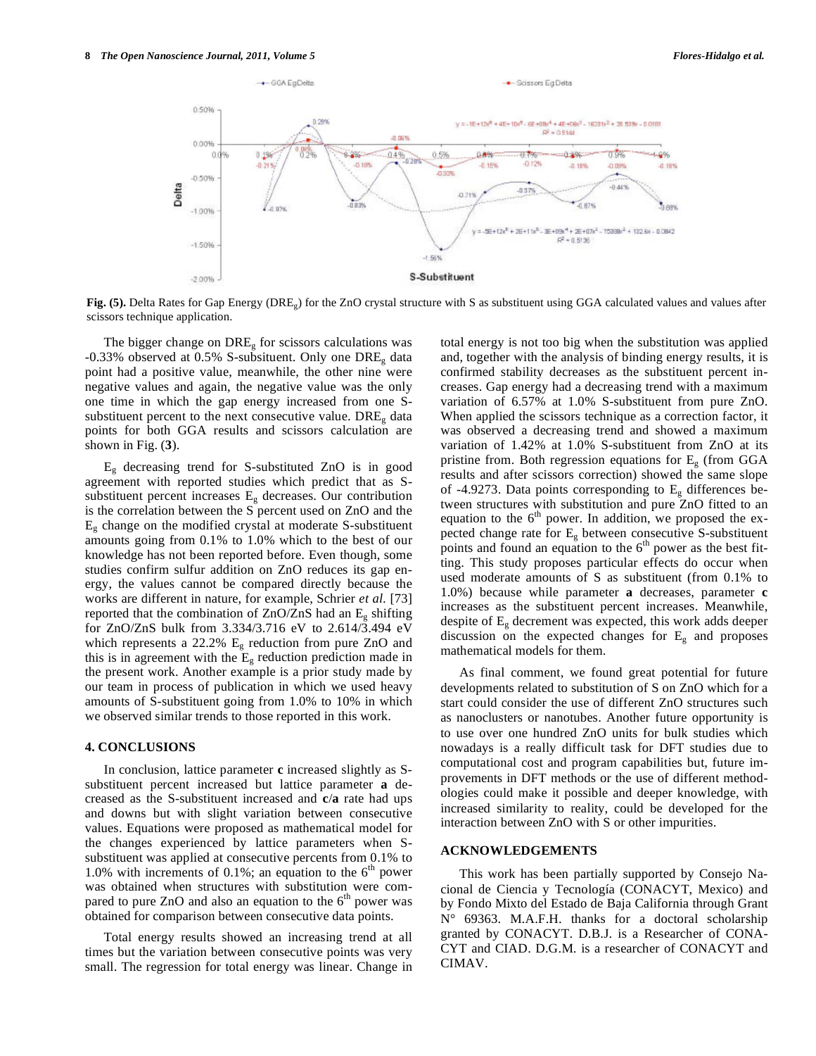**Fig. (5).** Delta Rates for Gap Energy ($DRE_g$) for the ZnO crystal structure with S as substituent using GGA calculated values and values after scissors technique application.

The bigger change on $DRE_g$ for scissors calculations was -0.33% observed at 0.5% S-subsituent. Only one $DRE_g$ data point had a positive value, meanwhile, the other nine were negative values and again, the negative value was the only one time in which the gap energy increased from one S-substituent percent to the next consecutive value. $DRE_g$ data points for both GGA results and scissors calculation are shown in Fig. (**3**).

$E_g$ decreasing trend for S-substituted ZnO is in good agreement with reported studies which predict that as S-substituent percent increases $E_g$ decreases. Our contribution is the correlation between the S percent used on ZnO and the $E_g$ change on the modified crystal at moderate S-substituent amounts going from 0.1% to 1.0% which to the best of our knowledge has not been reported before. Even though, some studies confirm sulfur addition on ZnO reduces its gap energy, the values cannot be compared directly because the works are different in nature, for example, Schrier *et al.* [73] reported that the combination of ZnO/ZnS had an $E_g$ shifting for ZnO/ZnS bulk from 3.334/3.716 eV to 2.614/3.494 eV which represents a 22.2% $E_g$ reduction from pure ZnO and this is in agreement with the $E_g$ reduction prediction made in the present work. Another example is a prior study made by our team in process of publication in which we used heavy amounts of S-substituent going from 1.0% to 10% in which we observed similar trends to those reported in this work.

## 4. CONCLUSIONS

In conclusion, lattice parameter **c** increased slightly as S-substituent percent increased but lattice parameter **a** decreased as the S-substituent increased and **c**/**a** rate had ups and downs but with slight variation between consecutive values. Equations were proposed as mathematical model for the changes experienced by lattice parameters when S-substituent was applied at consecutive percents from 0.1% to 1.0% with increments of 0.1%; an equation to the $6^{th}$ power was obtained when structures with substitution were compared to pure ZnO and also an equation to the $6^{th}$ power was obtained for comparison between consecutive data points.

Total energy results showed an increasing trend at all times but the variation between consecutive points was very small. The regression for total energy was linear. Change in total energy is not too big when the substitution was applied and, together with the analysis of binding energy results, it is confirmed stability decreases as the substituent percent increases. Gap energy had a decreasing trend with a maximum variation of 6.57% at 1.0% S-substituent from pure ZnO. When applied the scissors technique as a correction factor, it was observed a decreasing trend and showed a maximum variation of 1.42% at 1.0% S-substituent from ZnO at its pristine from. Both regression equations for $E_g$ (from GGA results and after scissors correction) showed the same slope of -4.9273. Data points corresponding to $E_g$ differences between structures with substitution and pure ZnO fitted to an equation to the $6^{th}$ power. In addition, we proposed the expected change rate for $E_g$ between consecutive S-substituent points and found an equation to the $6^{th}$ power as the best fitting. This study proposes particular effects do occur when used moderate amounts of S as substituent (from 0.1% to 1.0%) because while parameter **a** decreases, parameter **c** increases as the substituent percent increases. Meanwhile, despite of $E_g$ decrement was expected, this work adds deeper discussion on the expected changes for $E_g$ and proposes mathematical models for them.

As final comment, we found great potential for future developments related to substitution of S on ZnO which for a start could consider the use of different ZnO structures such as nanoclusters or nanotubes. Another future opportunity is to use over one hundred ZnO units for bulk studies which nowadays is a really difficult task for DFT studies due to computational cost and program capabilities but, future improvements in DFT methods or the use of different methodologies could make it possible and deeper knowledge, with increased similarity to reality, could be developed for the interaction between ZnO with S or other impurities.

## ACKNOWLEDGEMENTS

This work has been partially supported by Consejo Nacional de Ciencia y Tecnología (CONACYT, Mexico) and by Fondo Mixto del Estado de Baja California through Grant N° 69363. M.A.F.H. thanks for a doctoral scholarship granted by CONACYT. D.B.J. is a Researcher of CONACYT and CIAD. D.G.M. is a researcher of CONACYT and CIMAV.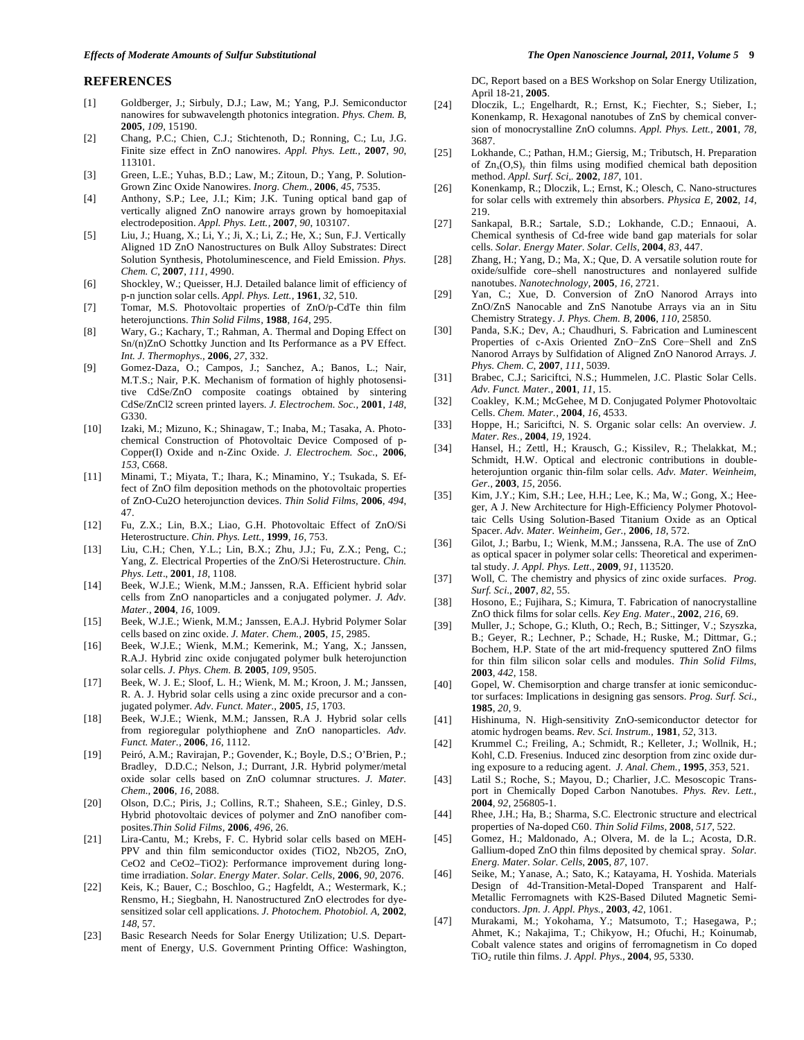## REFERENCES

[1] Goldberger, J.; Sirbuly, D.J.; Law, M.; Yang, P.J. Semiconductor nanowires for subwavelength photonics integration. *Phys. Chem. B*, **2005**, *109*, 15190.

[2] Chang, P.C.; Chien, C.J.; Stichtenoth, D.; Ronning, C.; Lu, J.G. Finite size effect in ZnO nanowires. *Appl. Phys. Lett.*, **2007**, *90*, 113101.

[3] Green, L.E.; Yuhas, B.D.; Law, M.; Zitoun, D.; Yang, P. Solution-Grown Zinc Oxide Nanowires. *Inorg. Chem.*, **2006**, *45*, 7535.

[4] Anthony, S.P.; Lee, J.I.; Kim; J.K. Tuning optical band gap of vertically aligned ZnO nanowire arrays grown by homoepitaxial electrodeposition. *Appl. Phys. Lett.*, **2007**, *90*, 103107.

[5] Liu, J.; Huang, X.; Li, Y.; Ji, X.; Li, Z.; He, X.; Sun, F.J. Vertically Aligned 1D ZnO Nanostructures on Bulk Alloy Substrates: Direct Solution Synthesis, Photoluminescence, and Field Emission. *Phys. Chem. C*, **2007**, *111*, 4990.

[6] Shockley, W.; Queisser, H.J. Detailed balance limit of efficiency of p-n junction solar cells. *Appl. Phys. Lett.*, **1961**, *32*, 510.

[7] Tomar, M.S. Photovoltaic properties of ZnO/p-CdTe thin film heterojunctions. *Thin Solid Films*, **1988**, *164*, 295.

[8] Wary, G.; Kachary, T.; Rahman, A. Thermal and Doping Effect on Sn/(n)ZnO Schottky Junction and Its Performance as a PV Effect. *Int. J. Thermophys.*, **2006**, *27*, 332.

[9] Gomez-Daza, O.; Campos, J.; Sanchez, A.; Banos, L.; Nair, M.T.S.; Nair, P.K. Mechanism of formation of highly photosensitive CdSe/ZnO composite coatings obtained by sintering CdSe/ZnCl2 screen printed layers. *J. Electrochem. Soc.*, **2001**, *148*, G330.

[10] Izaki, M.; Mizuno, K.; Shinagaw, T.; Inaba, M.; Tasaka, A. Photochemical Construction of Photovoltaic Device Composed of p-Copper(I) Oxide and n-Zinc Oxide. *J. Electrochem. Soc.*, **2006**, *153*, C668.

[11] Minami, T.; Miyata, T.; Ihara, K.; Minamino, Y.; Tsukada, S. Effect of ZnO film deposition methods on the photovoltaic properties of ZnO-Cu2O heterojunction devices. *Thin Solid Films*, **2006**, *494*, 47.

[12] Fu, Z.X.; Lin, B.X.; Liao, G.H. Photovoltaic Effect of ZnO/Si Heterostructure. *Chin. Phys. Lett.*, **1999**, *16*, 753.

[13] Liu, C.H.; Chen, Y.L.; Lin, B.X.; Zhu, J.J.; Fu, Z.X.; Peng, C.; Yang, Z. Electrical Properties of the ZnO/Si Heterostructure. *Chin. Phys. Lett*., **2001**, *18*, 1108.

[14] Beek, W.J.E.; Wienk, M.M.; Janssen, R.A. Efficient hybrid solar cells from ZnO nanoparticles and a conjugated polymer. *J. Adv. Mater.*, **2004**, *16*, 1009.

[15] Beek, W.J.E.; Wienk, M.M.; Janssen, E.A.J. Hybrid Polymer Solar cells based on zinc oxide. *J. Mater. Chem.*, **2005**, *15*, 2985.

[16] Beek, W.J.E.; Wienk, M.M.; Kemerink, M.; Yang, X.; Janssen, R.A.J. Hybrid zinc oxide conjugated polymer bulk heterojunction solar cells. *J. Phys. Chem. B.* **2005**, *109*, 9505.

[17] Beek, W. J. E.; Sloof, L. H.; Wienk, M. M.; Kroon, J. M.; Janssen, R. A. J. Hybrid solar cells using a zinc oxide precursor and a conjugated polymer. *Adv. Funct. Mater.*, **2005**, *15*, 1703.

[18] Beek, W.J.E.; Wienk, M.M.; Janssen, R.A J. Hybrid solar cells from regioregular polythiophene and ZnO nanoparticles. *Adv. Funct. Mater.*, **2006**, *16*, 1112.

[19] Peiró, A.M.; Ravirajan, P.; Govender, K.; Boyle, D.S.; O'Brien, P.; Bradley, D.D.C.; Nelson, J.; Durrant, J.R. Hybrid polymer/metal oxide solar cells based on ZnO columnar structures. *J. Mater. Chem.*, **2006**, *16*, 2088.

[20] Olson, D.C.; Piris, J.; Collins, R.T.; Shaheen, S.E.; Ginley, D.S. Hybrid photovoltaic devices of polymer and ZnO nanofiber composites.*Thin Solid Films*, **2006**, *496*, 26.

[21] Lira-Cantu, M.; Krebs, F. C. Hybrid solar cells based on MEH-PPV and thin film semiconductor oxides (TiO2, Nb2O5, ZnO, CeO2 and CeO2–TiO2): Performance improvement during long-time irradiation. *Solar. Energy Mater. Solar. Cells*, **2006**, *90*, 2076.

[22] Keis, K.; Bauer, C.; Boschloo, G.; Hagfeldt, A.; Westermark, K.; Rensmo, H.; Siegbahn, H. Nanostructured ZnO electrodes for dye-sensitized solar cell applications. *J. Photochem. Photobiol. A*, **2002**, *148*, 57.

[23] Basic Research Needs for Solar Energy Utilization; U.S. Department of Energy, U.S. Government Printing Office: Washington, DC, Report based on a BES Workshop on Solar Energy Utilization, April 18-21, **2005**.

[24] Dloczik, L.; Engelhardt, R.; Ernst, K.; Fiechter, S.; Sieber, I.; Konenkamp, R. Hexagonal nanotubes of ZnS by chemical conversion of monocrystalline ZnO columns. *Appl. Phys. Lett.*, **2001**, *78*, 3687.

[25] Lokhande, C.; Pathan, H.M.; Giersig, M.; Tributsch, H. Preparation of $Zn_x(O,S)_y$ thin films using modified chemical bath deposition method. *Appl. Surf. Sci*,. **2002**, *187*, 101.

[26] Konenkamp, R.; Dloczik, L.; Ernst, K.; Olesch, C. Nano-structures for solar cells with extremely thin absorbers. *Physica E*, **2002**, *14*, 219.

[27] Sankapal, B.R.; Sartale, S.D.; Lokhande, C.D.; Ennaoui, A. Chemical synthesis of Cd-free wide band gap materials for solar cells. *Solar. Energy Mater. Solar. Cells*, **2004**, *83*, 447.

[28] Zhang, H.; Yang, D.; Ma, X.; Que, D. A versatile solution route for oxide/sulfide core–shell nanostructures and nonlayered sulfide nanotubes. *Nanotechnology*, **2005**, *16*, 2721.

[29] Yan, C.; Xue, D. Conversion of ZnO Nanorod Arrays into ZnO/ZnS Nanocable and ZnS Nanotube Arrays via an in Situ Chemistry Strategy. *J. Phys. Chem. B*, **2006**, *110*, 25850.

[30] Panda, S.K.; Dev, A.; Chaudhuri, S. Fabrication and Luminescent Properties of c-Axis Oriented ZnO−ZnS Core−Shell and ZnS Nanorod Arrays by Sulfidation of Aligned ZnO Nanorod Arrays. *J. Phys. Chem. C*, **2007**, *111*, 5039.

[31] Brabec, C.J.; Sariciftci, N.S.; Hummelen, J.C. Plastic Solar Cells. *Adv. Funct. Mater.*, **2001**, *11*, 15.

[32] Coakley, K.M.; McGehee, M D. Conjugated Polymer Photovoltaic Cells. *Chem. Mater.*, **2004**, *16*, 4533.

[33] Hoppe, H.; Sariciftci, N. S. Organic solar cells: An overview. *J. Mater. Res.*, **2004**, *19*, 1924.

[34] Hansel, H.; Zettl, H.; Krausch, G.; Kissilev, R.; Thelakkat, M.; Schmidt, H.W. Optical and electronic contributions in double-heterojuntion organic thin-film solar cells. *Adv. Mater. Weinheim, Ger.*, **2003**, *15*, 2056.

[35] Kim, J.Y.; Kim, S.H.; Lee, H.H.; Lee, K.; Ma, W.; Gong, X.; Heeger, A J. New Architecture for High-Efficiency Polymer Photovoltaic Cells Using Solution-Based Titanium Oxide as an Optical Spacer. *Adv. Mater. Weinheim, Ger.*, **2006**, *18*, 572.

[36] Gilot, J.; Barbu, I.; Wienk, M.M.; Janssena, R.A. The use of ZnO as optical spacer in polymer solar cells: Theoretical and experimental study. *J. Appl. Phys. Lett*., **2009**, *91*, 113520.

[37] Woll, C. The chemistry and physics of zinc oxide surfaces. *Prog. Surf. Sci.*, **2007**, *82*, 55.

[38] Hosono, E.; Fujihara, S.; Kimura, T. Fabrication of nanocrystalline ZnO thick films for solar cells. *Key Eng. Mater*., **2002**, *216*, 69.

[39] Muller, J.; Schope, G.; Kluth, O.; Rech, B.; Sittinger, V.; Szyszka, B.; Geyer, R.; Lechner, P.; Schade, H.; Ruske, M.; Dittmar, G.; Bochem, H.P. State of the art mid-frequency sputtered ZnO films for thin film silicon solar cells and modules. *Thin Solid Films*, **2003**, *442*, 158.

[40] Gopel, W. Chemisorption and charge transfer at ionic semiconductor surfaces: Implications in designing gas sensors. *Prog. Surf. Sci.*, **1985**, *20*, 9.

[41] Hishinuma, N. High-sensitivity ZnO-semiconductor detector for atomic hydrogen beams. *Rev. Sci. Instrum.*, **1981**, *52*, 313.

[42] Krummel C.; Freiling, A.; Schmidt, R.; Kelleter, J.; Wollnik, H.; Kohl, C.D. Fresenius. Induced zinc desorption from zinc oxide during exposure to a reducing agent. *J. Anal. Chem.*, **1995**, *353*, 521.

[43] Latil S.; Roche, S.; Mayou, D.; Charlier, J.C. Mesoscopic Transport in Chemically Doped Carbon Nanotubes. *Phys. Rev. Lett.*, **2004**, *92*, 256805-1.

[44] Rhee, J.H.; Ha, B.; Sharma, S.C. Electronic structure and electrical properties of Na-doped C60. *Thin Solid Films*, **2008**, *517*, 522.

[45] Gomez, H.; Maldonado, A.; Olvera, M. de la L.; Acosta, D.R. Gallium-doped ZnO thin films deposited by chemical spray. *Solar. Energ. Mater. Solar. Cells*, **2005**, *87*, 107.

[46] Seike, M.; Yanase, A.; Sato, K.; Katayama, H. Yoshida. Materials Design of 4d-Transition-Metal-Doped Transparent and Half-Metallic Ferromagnets with K2S-Based Diluted Magnetic Semiconductors. *Jpn. J. Appl. Phys.*, **2003**, *42*, 1061.

[47] Murakami, M.; Yokohama, Y.; Matsumoto, T.; Hasegawa, P.; Ahmet, K.; Nakajima, T.; Chikyow, H.; Ofuchi, H.; Koinumab, Cobalt valence states and origins of ferromagnetism in Co doped $TiO_2$ rutile thin films. *J. Appl. Phys.*, **2004**, *95*, 5330.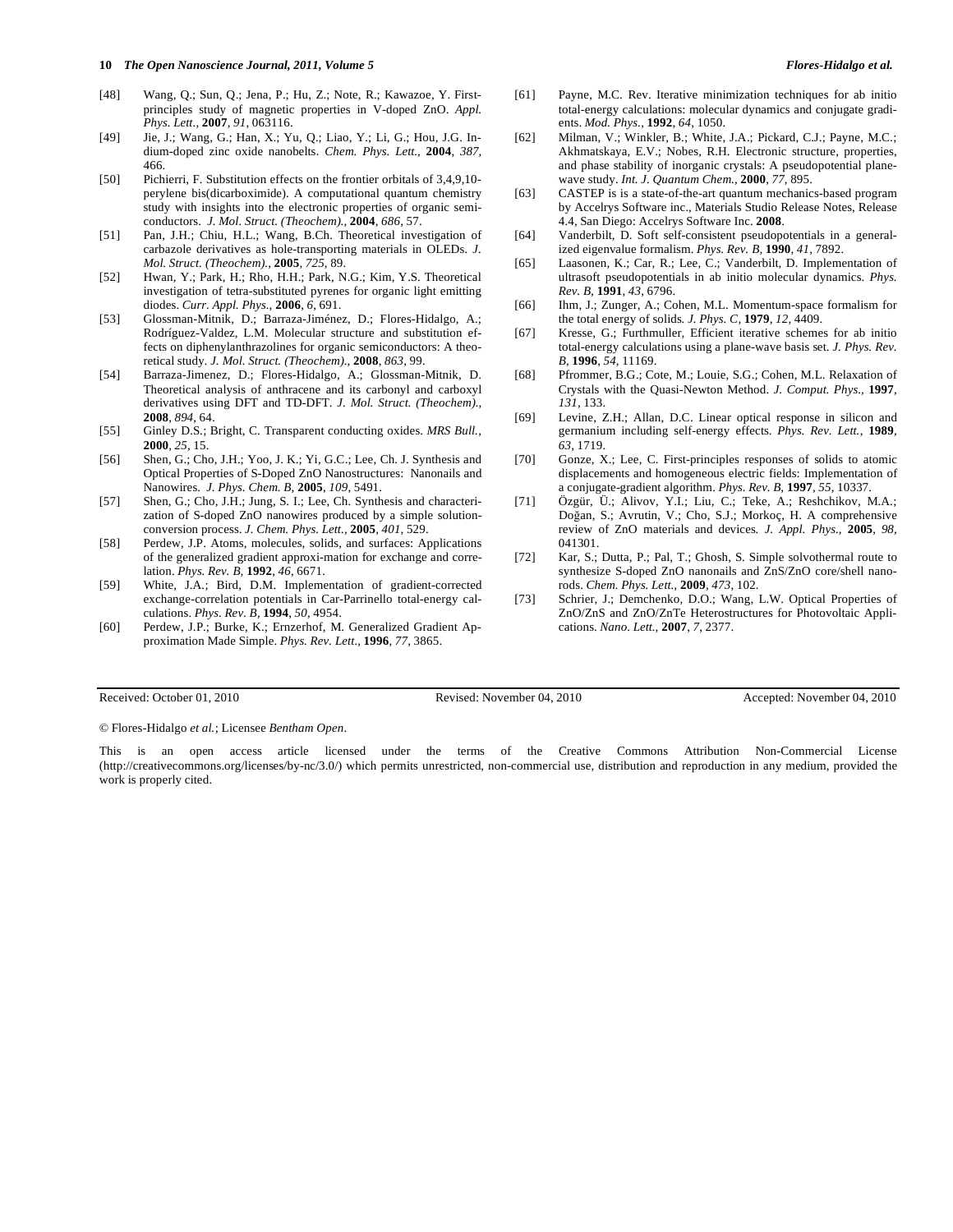[48] Wang, Q.; Sun, Q.; Jena, P.; Hu, Z.; Note, R.; Kawazoe, Y. First-principles study of magnetic properties in V-doped ZnO. *Appl. Phys. Lett.*, **2007**, *91*, 063116.

[49] Jie, J.; Wang, G.; Han, X.; Yu, Q.; Liao, Y.; Li, G.; Hou, J.G. Indium-doped zinc oxide nanobelts. *Chem. Phys. Lett.*, **2004**, *387*, 466.

[50] Pichierri, F. Substitution effects on the frontier orbitals of 3,4,9,10-perylene bis(dicarboximide). A computational quantum chemistry study with insights into the electronic properties of organic semiconductors. *J. Mol. Struct. (Theochem).*, **2004**, *686*, 57.

[51] Pan, J.H.; Chiu, H.L.; Wang, B.Ch. Theoretical investigation of carbazole derivatives as hole-transporting materials in OLEDs. *J. Mol. Struct. (Theochem).*, **2005**, *725*, 89.

[52] Hwan, Y.; Park, H.; Rho, H.H.; Park, N.G.; Kim, Y.S. Theoretical investigation of tetra-substituted pyrenes for organic light emitting diodes. *Curr. Appl. Phys.*, **2006**, *6*, 691.

[53] Glossman-Mitnik, D.; Barraza-Jiménez, D.; Flores-Hidalgo, A.; Rodríguez-Valdez, L.M. Molecular structure and substitution effects on diphenylanthrazolines for organic semiconductors: A theoretical study. *J. Mol. Struct. (Theochem).*, **2008**, *863*, 99.

[54] Barraza-Jimenez, D.; Flores-Hidalgo, A.; Glossman-Mitnik, D. Theoretical analysis of anthracene and its carbonyl and carboxyl derivatives using DFT and TD-DFT. *J. Mol. Struct. (Theochem).*, **2008**, *894*, 64.

[55] Ginley D.S.; Bright, C. Transparent conducting oxides. *MRS Bull.*, **2000**, *25*, 15.

[56] Shen, G.; Cho, J.H.; Yoo, J. K.; Yi, G.C.; Lee, Ch. J. Synthesis and Optical Properties of S-Doped ZnO Nanostructures: Nanonails and Nanowires. *J. Phys. Chem. B*, **2005**, *109*, 5491.

[57] Shen, G.; Cho, J.H.; Jung, S. I.; Lee, Ch. Synthesis and characterization of S-doped ZnO nanowires produced by a simple solution-conversion process. *J. Chem. Phys. Lett.*, **2005**, *401*, 529.

[58] Perdew, J.P. Atoms, molecules, solids, and surfaces: Applications of the generalized gradient approxi-mation for exchange and correlation. *Phys. Rev. B*, **1992**, *46*, 6671.

[59] White, J.A.; Bird, D.M. Implementation of gradient-corrected exchange-correlation potentials in Car-Parrinello total-energy calculations. *Phys. Rev. B*, **1994**, *50*, 4954.

[60] Perdew, J.P.; Burke, K.; Ernzerhof, M. Generalized Gradient Approximation Made Simple. *Phys. Rev. Lett.*, **1996**, *77*, 3865.

[61] Payne, M.C. Rev. Iterative minimization techniques for ab initio total-energy calculations: molecular dynamics and conjugate gradients. *Mod. Phys.*, **1992**, *64*, 1050.

[62] Milman, V.; Winkler, B.; White, J.A.; Pickard, C.J.; Payne, M.C.; Akhmatskaya, E.V.; Nobes, R.H. Electronic structure, properties, and phase stability of inorganic crystals: A pseudopotential plane-wave study. *Int. J. Quantum Chem.*, **2000**, *77*, 895.

[63] CASTEP is is a state-of-the-art quantum mechanics-based program by Accelrys Software inc., Materials Studio Release Notes, Release 4.4, San Diego: Accelrys Software Inc. **2008**.

[64] Vanderbilt, D. Soft self-consistent pseudopotentials in a generalized eigenvalue formalism. *Phys. Rev. B*, **1990**, *41*, 7892.

[65] Laasonen, K.; Car, R.; Lee, C.; Vanderbilt, D. Implementation of ultrasoft pseudopotentials in ab initio molecular dynamics. *Phys. Rev. B*, **1991**, *43*, 6796.

[66] Ihm, J.; Zunger, A.; Cohen, M.L. Momentum-space formalism for the total energy of solids. *J. Phys. C*, **1979**, *12*, 4409.

[67] Kresse, G.; Furthmuller, Efficient iterative schemes for ab initio total-energy calculations using a plane-wave basis set. *J. Phys. Rev. B*, **1996**, *54*, 11169.

[68] Pfrommer, B.G.; Cote, M.; Louie, S.G.; Cohen, M.L. Relaxation of Crystals with the Quasi-Newton Method. *J. Comput. Phys.*, **1997**, *131*, 133.

[69] Levine, Z.H.; Allan, D.C. Linear optical response in silicon and germanium including self-energy effects. *Phys. Rev. Lett.*, **1989**, *63*, 1719.

[70] Gonze, X.; Lee, C. First-principles responses of solids to atomic displacements and homogeneous electric fields: Implementation of a conjugate-gradient algorithm. *Phys. Rev. B*, **1997**, *55*, 10337.

[71] Özgür, Ü.; Alivov, Y.I.; Liu, C.; Teke, A.; Reshchikov, M.A.; Doğan, S.; Avrutin, V.; Cho, S.J.; Morkoç, H. A comprehensive review of ZnO materials and devices. *J. Appl. Phys.*, **2005**, *98*, 041301.

[72] Kar, S.; Dutta, P.; Pal, T.; Ghosh, S. Simple solvothermal route to synthesize S-doped ZnO nanonails and ZnS/ZnO core/shell nanorods. *Chem. Phys. Lett.*, **2009**, *473*, 102.

[73] Schrier, J.; Demchenko, D.O.; Wang, L.W. Optical Properties of ZnO/ZnS and ZnO/ZnTe Heterostructures for Photovoltaic Applications. *Nano. Lett.*, **2007**, *7*, 2377.

---

Received: October 01, 2010 Revised: November 04, 2010 Accepted: November 04, 2010

© Flores-Hidalgo *et al.*; Licensee *Bentham Open*.

This is an open access article licensed under the terms of the Creative Commons Attribution Non-Commercial License (http://creativecommons.org/licenses/by-nc/3.0/) which permits unrestricted, non-commercial use, distribution and reproduction in any medium, provided the work is properly cited.